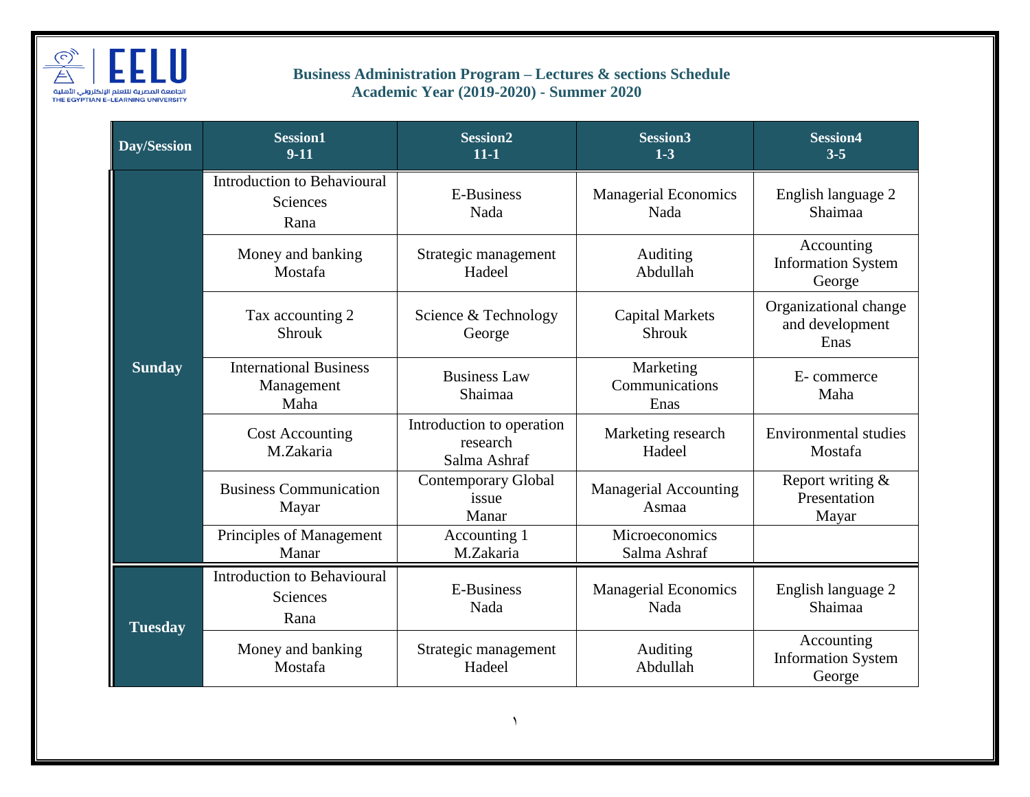**Business Administration Program – Lectures & sections Schedule**
**Academic Year (2019-2020) - Summer 2020**

| Day/Session | Session1 9-11 | Session2 11-1 | Session3 1-3 | Session4 3-5 |
|---|---|---|---|---|
| **Sunday** | Introduction to Behavioural Sciences Rana | E-Business Nada | Managerial Economics Nada | English language 2 Shaimaa |
| | Money and banking Mostafa | Strategic management Hadeel | Auditing Abdullah | Accounting Information System George |
| | Tax accounting 2 Shrouk | Science & Technology George | Capital Markets Shrouk | Organizational change and development Enas |
| | International Business Management Maha | Business Law Shaimaa | Marketing Communications Enas | E- commerce Maha |
| | Cost Accounting M.Zakaria | Introduction to operation research Salma Ashraf | Marketing research Hadeel | Environmental studies Mostafa |
| | Business Communication Mayar | Contemporary Global issue Manar | Managerial Accounting Asmaa | Report writing & Presentation Mayar |
| | Principles of Management Manar | Accounting 1 M.Zakaria | Microeconomics Salma Ashraf | |
| **Tuesday** | Introduction to Behavioural Sciences Rana | E-Business Nada | Managerial Economics Nada | English language 2 Shaimaa |
| | Money and banking Mostafa | Strategic management Hadeel | Auditing Abdullah | Accounting Information System George |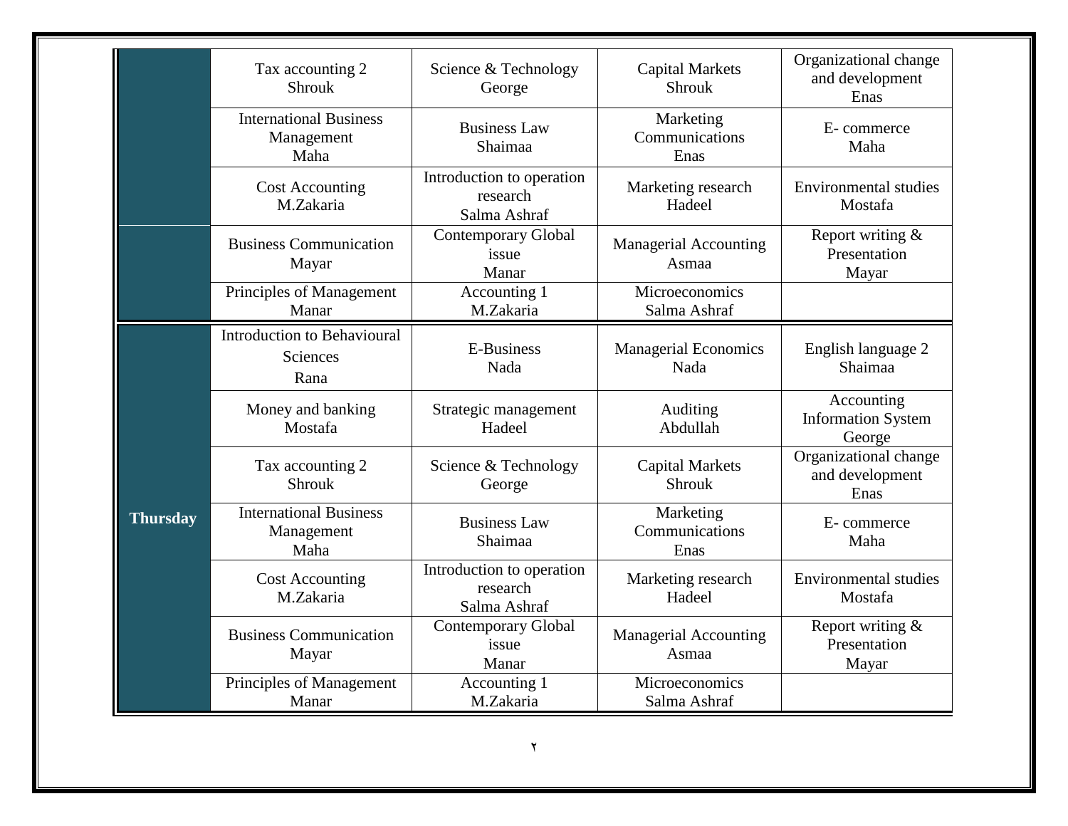| | | | | |
|---|---|---|---|---|
| | Tax accounting 2 Shrouk | Science & Technology George | Capital Markets Shrouk | Organizational change and development Enas |
| | International Business Management Maha | Business Law Shaimaa | Marketing Communications Enas | E- commerce Maha |
| | Cost Accounting M.Zakaria | Introduction to operation research Salma Ashraf | Marketing research Hadeel | Environmental studies Mostafa |
| | Business Communication Mayar | Contemporary Global issue Manar | Managerial Accounting Asmaa | Report writing & Presentation Mayar |
| | Principles of Management Manar | Accounting 1 M.Zakaria | Microeconomics Salma Ashraf | |
| **Thursday** | Introduction to Behavioural Sciences Rana | E-Business Nada | Managerial Economics Nada | English language 2 Shaimaa |
| | Money and banking Mostafa | Strategic management Hadeel | Auditing Abdullah | Accounting Information System George |
| | Tax accounting 2 Shrouk | Science & Technology George | Capital Markets Shrouk | Organizational change and development Enas |
| | International Business Management Maha | Business Law Shaimaa | Marketing Communications Enas | E- commerce Maha |
| | Cost Accounting M.Zakaria | Introduction to operation research Salma Ashraf | Marketing research Hadeel | Environmental studies Mostafa |
| | Business Communication Mayar | Contemporary Global issue Manar | Managerial Accounting Asmaa | Report writing & Presentation Mayar |
| | Principles of Management Manar | Accounting 1 M.Zakaria | Microeconomics Salma Ashraf | |